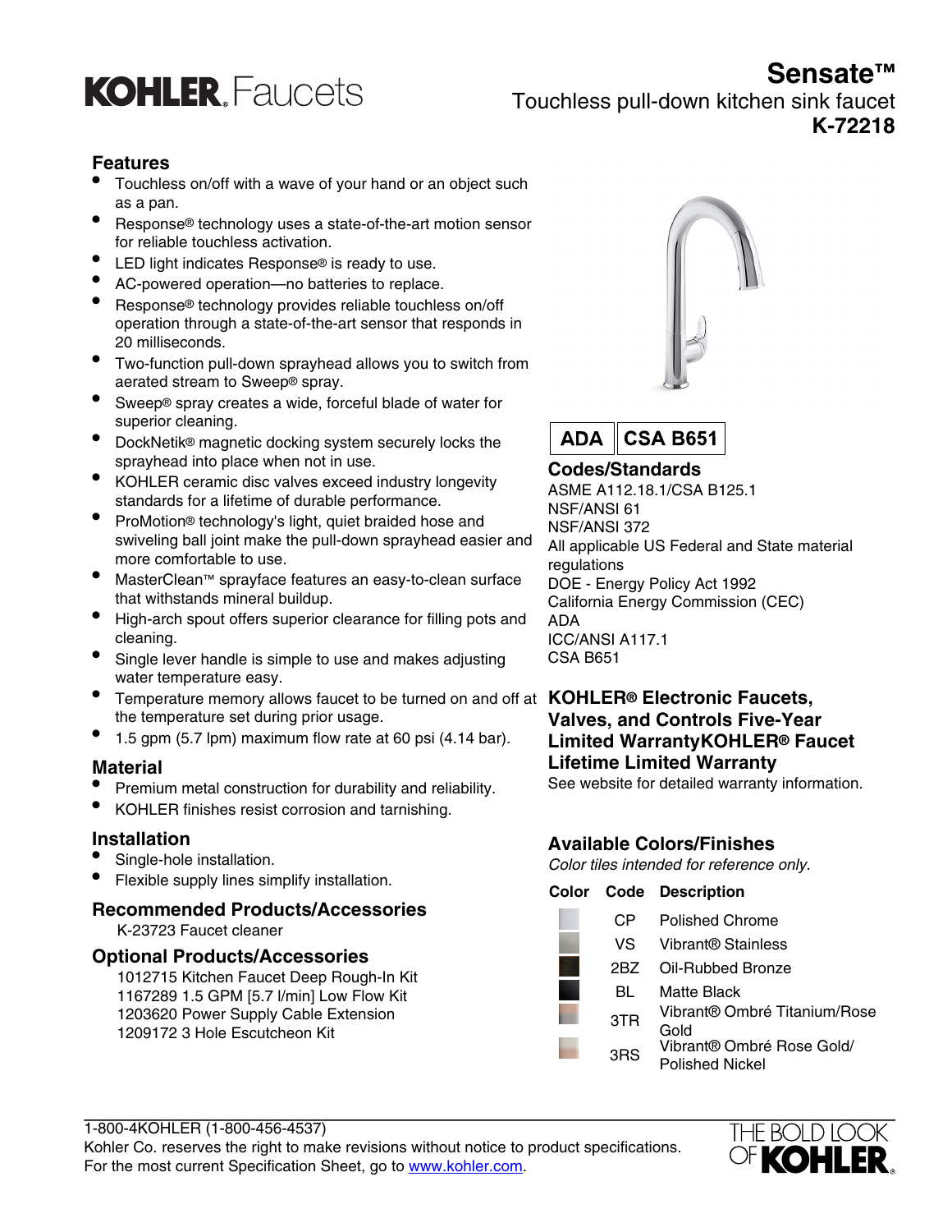# KOHLER. Faucets

# Sensate™

Touchless pull-down kitchen sink faucet

**K-72218**

## Features

- Touchless on/off with a wave of your hand or an object such as a pan.
- Response® technology uses a state-of-the-art motion sensor for reliable touchless activation.
- LED light indicates Response® is ready to use.
- AC-powered operation—no batteries to replace.
- Response® technology provides reliable touchless on/off operation through a state-of-the-art sensor that responds in 20 milliseconds.
- Two-function pull-down sprayhead allows you to switch from aerated stream to Sweep® spray.
- Sweep® spray creates a wide, forceful blade of water for superior cleaning.
- DockNetik® magnetic docking system securely locks the sprayhead into place when not in use.
- KOHLER ceramic disc valves exceed industry longevity standards for a lifetime of durable performance.
- ProMotion® technology's light, quiet braided hose and swiveling ball joint make the pull-down sprayhead easier and more comfortable to use.
- MasterClean™ sprayface features an easy-to-clean surface that withstands mineral buildup.
- High-arch spout offers superior clearance for filling pots and cleaning.
- Single lever handle is simple to use and makes adjusting water temperature easy.
- Temperature memory allows faucet to be turned on and off at the temperature set during prior usage.
- 1.5 gpm (5.7 lpm) maximum flow rate at 60 psi (4.14 bar).

## Material

- Premium metal construction for durability and reliability.
- KOHLER finishes resist corrosion and tarnishing.

## Installation

- Single-hole installation.
- Flexible supply lines simplify installation.

## Recommended Products/Accessories

K-23723 Faucet cleaner

## Optional Products/Accessories

1012715 Kitchen Faucet Deep Rough-In Kit
1167289 1.5 GPM [5.7 l/min] Low Flow Kit
1203620 Power Supply Cable Extension
1209172 3 Hole Escutcheon Kit

**ADA** | **CSA B651**

## Codes/Standards

ASME A112.18.1/CSA B125.1
NSF/ANSI 61
NSF/ANSI 372
All applicable US Federal and State material regulations
DOE - Energy Policy Act 1992
California Energy Commission (CEC)
ADA
ICC/ANSI A117.1
CSA B651

## KOHLER® Electronic Faucets, Valves, and Controls Five-Year Limited WarrantyKOHLER® Faucet Lifetime Limited Warranty

See website for detailed warranty information.

## Available Colors/Finishes

*Color tiles intended for reference only.*

| Color | Code | Description |
|---|---|---|
| | CP | Polished Chrome |
| | VS | Vibrant® Stainless |
| | 2BZ | Oil-Rubbed Bronze |
| | BL | Matte Black |
| | 3TR | Vibrant® Ombré Titanium/Rose Gold |
| | 3RS | Vibrant® Ombré Rose Gold/ Polished Nickel |

1-800-4KOHLER (1-800-456-4537)
Kohler Co. reserves the right to make revisions without notice to product specifications.
For the most current Specification Sheet, go to www.kohler.com.

THE BOLD LOOK OF KOHLER.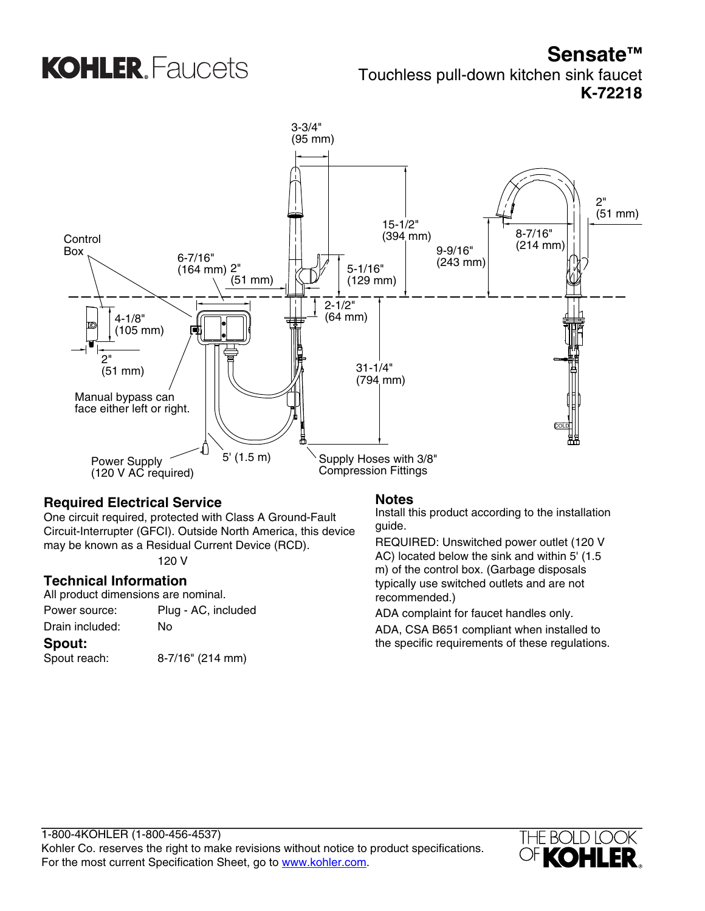**KOHLER** Faucets

# Sensate™

Touchless pull-down kitchen sink faucet

**K-72218**

Control Box

4-1/8"
(105 mm)

2"
(51 mm)

Manual bypass can face either left or right.

Power Supply
(120 V AC required)

6-7/16"
(164 mm)

2"
(51 mm)

3-3/4"
(95 mm)

15-1/2"
(394 mm)

5-1/16"
(129 mm)

2-1/2"
(64 mm)

31-1/4"
(794 mm)

5' (1.5 m)

Supply Hoses with 3/8" Compression Fittings

9-9/16"
(243 mm)

8-7/16"
(214 mm)

2"
(51 mm)

COLD

## Required Electrical Service

One circuit required, protected with Class A Ground-Fault Circuit-Interrupter (GFCI). Outside North America, this device may be known as a Residual Current Device (RCD).

120 V

## Technical Information

All product dimensions are nominal.

| | |
|---|---|
| Power source: | Plug - AC, included |
| Drain included: | No |

## Spout:

| | |
|---|---|
| Spout reach: | 8-7/16" (214 mm) |

## Notes

Install this product according to the installation guide.

REQUIRED: Unswitched power outlet (120 V AC) located below the sink and within 5' (1.5 m) of the control box. (Garbage disposals typically use switched outlets and are not recommended.)

ADA complaint for faucet handles only.

ADA, CSA B651 compliant when installed to the specific requirements of these regulations.

1-800-4KOHLER (1-800-456-4537)
Kohler Co. reserves the right to make revisions without notice to product specifications.
For the most current Specification Sheet, go to www.kohler.com.

THE BOLD LOOK OF **KOHLER**.